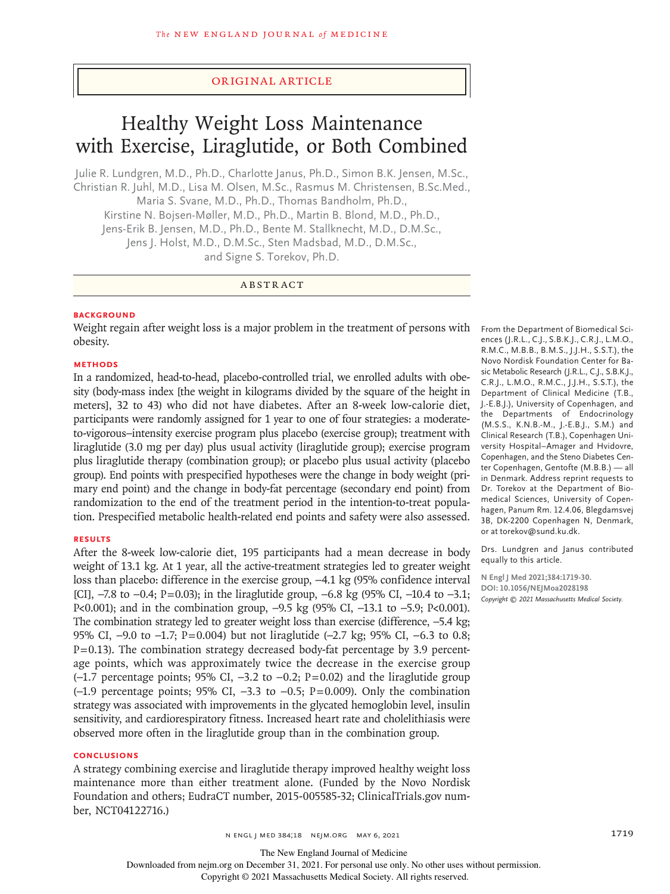ORIGINAL ARTICLE

# Healthy Weight Loss Maintenance with Exercise, Liraglutide, or Both Combined

Julie R. Lundgren, M.D., Ph.D., Charlotte Janus, Ph.D., Simon B.K. Jensen, M.Sc., Christian R. Juhl, M.D., Lisa M. Olsen, M.Sc., Rasmus M. Christensen, B.Sc.Med., Maria S. Svane, M.D., Ph.D., Thomas Bandholm, Ph.D., Kirstine N. Bojsen-Møller, M.D., Ph.D., Martin B. Blond, M.D., Ph.D., Jens-Erik B. Jensen, M.D., Ph.D., Bente M. Stallknecht, M.D., D.M.Sc., Jens J. Holst, M.D., D.M.Sc., Sten Madsbad, M.D., D.M.Sc., and Signe S. Torekov, Ph.D.

## ABSTRACT

### BACKGROUND

Weight regain after weight loss is a major problem in the treatment of persons with obesity.

### METHODS

In a randomized, head-to-head, placebo-controlled trial, we enrolled adults with obesity (body-mass index [the weight in kilograms divided by the square of the height in meters], 32 to 43) who did not have diabetes. After an 8-week low-calorie diet, participants were randomly assigned for 1 year to one of four strategies: a moderate-to-vigorous–intensity exercise program plus placebo (exercise group); treatment with liraglutide (3.0 mg per day) plus usual activity (liraglutide group); exercise program plus liraglutide therapy (combination group); or placebo plus usual activity (placebo group). End points with prespecified hypotheses were the change in body weight (primary end point) and the change in body-fat percentage (secondary end point) from randomization to the end of the treatment period in the intention-to-treat population. Prespecified metabolic health-related end points and safety were also assessed.

### RESULTS

After the 8-week low-calorie diet, 195 participants had a mean decrease in body weight of 13.1 kg. At 1 year, all the active-treatment strategies led to greater weight loss than placebo: difference in the exercise group, −4.1 kg (95% confidence interval [CI], −7.8 to −0.4; P=0.03); in the liraglutide group, −6.8 kg (95% CI, −10.4 to −3.1; P<0.001); and in the combination group, −9.5 kg (95% CI, −13.1 to −5.9; P<0.001). The combination strategy led to greater weight loss than exercise (difference, −5.4 kg; 95% CI, −9.0 to −1.7; P=0.004) but not liraglutide (−2.7 kg; 95% CI, −6.3 to 0.8; P=0.13). The combination strategy decreased body-fat percentage by 3.9 percentage points, which was approximately twice the decrease in the exercise group (−1.7 percentage points; 95% CI, −3.2 to −0.2; P=0.02) and the liraglutide group (−1.9 percentage points; 95% CI, −3.3 to −0.5; P=0.009). Only the combination strategy was associated with improvements in the glycated hemoglobin level, insulin sensitivity, and cardiorespiratory fitness. Increased heart rate and cholelithiasis were observed more often in the liraglutide group than in the combination group.

### CONCLUSIONS

A strategy combining exercise and liraglutide therapy improved healthy weight loss maintenance more than either treatment alone. (Funded by the Novo Nordisk Foundation and others; EudraCT number, 2015-005585-32; ClinicalTrials.gov number, NCT04122716.)

From the Department of Biomedical Sciences (J.R.L., C.J., S.B.K.J., C.R.J., L.M.O., R.M.C., M.B.B., B.M.S., J.J.H., S.S.T.), the Novo Nordisk Foundation Center for Basic Metabolic Research (J.R.L., C.J., S.B.K.J., C.R.J., L.M.O., R.M.C., J.J.H., S.S.T.), the Department of Clinical Medicine (T.B., J.-E.B.J.), University of Copenhagen, and the Departments of Endocrinology (M.S.S., K.N.B.-M., J.-E.B.J., S.M.) and Clinical Research (T.B.), Copenhagen University Hospital–Amager and Hvidovre, Copenhagen, and the Steno Diabetes Center Copenhagen, Gentofte (M.B.B.) — all in Denmark. Address reprint requests to Dr. Torekov at the Department of Biomedical Sciences, University of Copenhagen, Panum Rm. 12.4.06, Blegdamsvej 3B, DK-2200 Copenhagen N, Denmark, or at torekov@sund.ku.dk.

Drs. Lundgren and Janus contributed equally to this article.

N Engl J Med 2021;384:1719-30.
DOI: 10.1056/NEJMoa2028198
Copyright © 2021 Massachusetts Medical Society.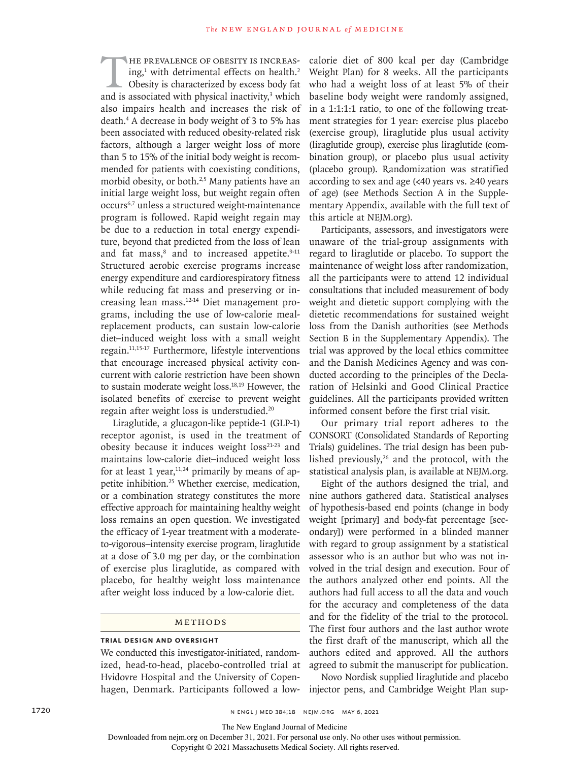The prevalence of obesity is increasing,[1] with detrimental effects on health.[2] Obesity is characterized by excess body fat and is associated with physical inactivity,[3] which also impairs health and increases the risk of death.[4] A decrease in body weight of 3 to 5% has been associated with reduced obesity-related risk factors, although a larger weight loss of more than 5 to 15% of the initial body weight is recommended for patients with coexisting conditions, morbid obesity, or both.[2,5] Many patients have an initial large weight loss, but weight regain often occurs[6,7] unless a structured weight-maintenance program is followed. Rapid weight regain may be due to a reduction in total energy expenditure, beyond that predicted from the loss of lean and fat mass,[8] and to increased appetite.[9-11] Structured aerobic exercise programs increase energy expenditure and cardiorespiratory fitness while reducing fat mass and preserving or increasing lean mass.[12-14] Diet management programs, including the use of low-calorie meal-replacement products, can sustain low-calorie diet–induced weight loss with a small weight regain.[11,15-17] Furthermore, lifestyle interventions that encourage increased physical activity concurrent with calorie restriction have been shown to sustain moderate weight loss.[18,19] However, the isolated benefits of exercise to prevent weight regain after weight loss is understudied.[20]

Liraglutide, a glucagon-like peptide-1 (GLP-1) receptor agonist, is used in the treatment of obesity because it induces weight loss[21-23] and maintains low-calorie diet–induced weight loss for at least 1 year,[11,24] primarily by means of appetite inhibition.[25] Whether exercise, medication, or a combination strategy constitutes the more effective approach for maintaining healthy weight loss remains an open question. We investigated the efficacy of 1-year treatment with a moderate-to-vigorous–intensity exercise program, liraglutide at a dose of 3.0 mg per day, or the combination of exercise plus liraglutide, as compared with placebo, for healthy weight loss maintenance after weight loss induced by a low-calorie diet.

## Methods

### Trial Design and Oversight

We conducted this investigator-initiated, randomized, head-to-head, placebo-controlled trial at Hvidovre Hospital and the University of Copenhagen, Denmark. Participants followed a low-calorie diet of 800 kcal per day (Cambridge Weight Plan) for 8 weeks. All the participants who had a weight loss of at least 5% of their baseline body weight were randomly assigned, in a 1:1:1:1 ratio, to one of the following treatment strategies for 1 year: exercise plus placebo (exercise group), liraglutide plus usual activity (liraglutide group), exercise plus liraglutide (combination group), or placebo plus usual activity (placebo group). Randomization was stratified according to sex and age (<40 years vs. ≥40 years of age) (see Methods Section A in the Supplementary Appendix, available with the full text of this article at NEJM.org).

Participants, assessors, and investigators were unaware of the trial-group assignments with regard to liraglutide or placebo. To support the maintenance of weight loss after randomization, all the participants were to attend 12 individual consultations that included measurement of body weight and dietetic support complying with the dietetic recommendations for sustained weight loss from the Danish authorities (see Methods Section B in the Supplementary Appendix). The trial was approved by the local ethics committee and the Danish Medicines Agency and was conducted according to the principles of the Declaration of Helsinki and Good Clinical Practice guidelines. All the participants provided written informed consent before the first trial visit.

Our primary trial report adheres to the CONSORT (Consolidated Standards of Reporting Trials) guidelines. The trial design has been published previously,[26] and the protocol, with the statistical analysis plan, is available at NEJM.org.

Eight of the authors designed the trial, and nine authors gathered data. Statistical analyses of hypothesis-based end points (change in body weight [primary] and body-fat percentage [secondary]) were performed in a blinded manner with regard to group assignment by a statistical assessor who is an author but who was not involved in the trial design and execution. Four of the authors analyzed other end points. All the authors had full access to all the data and vouch for the accuracy and completeness of the data and for the fidelity of the trial to the protocol. The first four authors and the last author wrote the first draft of the manuscript, which all the authors edited and approved. All the authors agreed to submit the manuscript for publication.

Novo Nordisk supplied liraglutide and placebo injector pens, and Cambridge Weight Plan sup-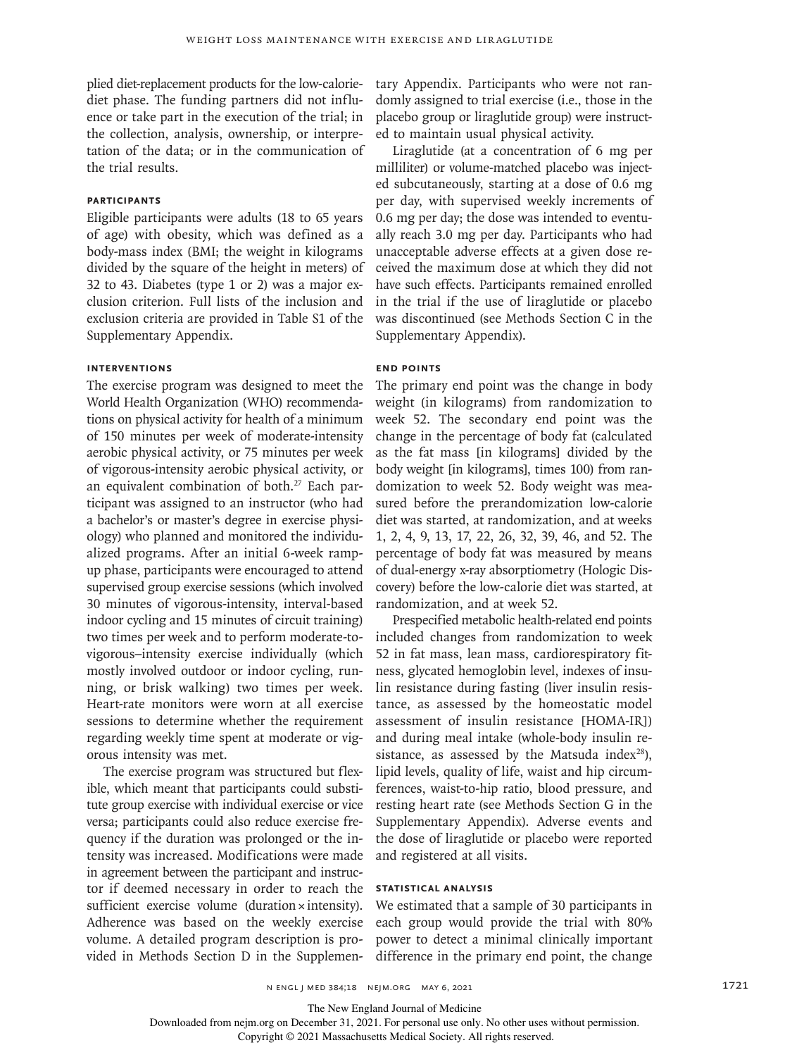plied diet-replacement products for the low-calorie-diet phase. The funding partners did not influence or take part in the execution of the trial; in the collection, analysis, ownership, or interpretation of the data; or in the communication of the trial results.

### Participants

Eligible participants were adults (18 to 65 years of age) with obesity, which was defined as a body-mass index (BMI; the weight in kilograms divided by the square of the height in meters) of 32 to 43. Diabetes (type 1 or 2) was a major exclusion criterion. Full lists of the inclusion and exclusion criteria are provided in Table S1 of the Supplementary Appendix.

### Interventions

The exercise program was designed to meet the World Health Organization (WHO) recommendations on physical activity for health of a minimum of 150 minutes per week of moderate-intensity aerobic physical activity, or 75 minutes per week of vigorous-intensity aerobic physical activity, or an equivalent combination of both.[27] Each participant was assigned to an instructor (who had a bachelor's or master's degree in exercise physiology) who planned and monitored the individualized programs. After an initial 6-week ramp-up phase, participants were encouraged to attend supervised group exercise sessions (which involved 30 minutes of vigorous-intensity, interval-based indoor cycling and 15 minutes of circuit training) two times per week and to perform moderate-to-vigorous–intensity exercise individually (which mostly involved outdoor or indoor cycling, running, or brisk walking) two times per week. Heart-rate monitors were worn at all exercise sessions to determine whether the requirement regarding weekly time spent at moderate or vigorous intensity was met.

The exercise program was structured but flexible, which meant that participants could substitute group exercise with individual exercise or vice versa; participants could also reduce exercise frequency if the duration was prolonged or the intensity was increased. Modifications were made in agreement between the participant and instructor if deemed necessary in order to reach the sufficient exercise volume (duration × intensity). Adherence was based on the weekly exercise volume. A detailed program description is provided in Methods Section D in the Supplementary Appendix. Participants who were not randomly assigned to trial exercise (i.e., those in the placebo group or liraglutide group) were instructed to maintain usual physical activity.

Liraglutide (at a concentration of 6 mg per milliliter) or volume-matched placebo was injected subcutaneously, starting at a dose of 0.6 mg per day, with supervised weekly increments of 0.6 mg per day; the dose was intended to eventually reach 3.0 mg per day. Participants who had unacceptable adverse effects at a given dose received the maximum dose at which they did not have such effects. Participants remained enrolled in the trial if the use of liraglutide or placebo was discontinued (see Methods Section C in the Supplementary Appendix).

### End Points

The primary end point was the change in body weight (in kilograms) from randomization to week 52. The secondary end point was the change in the percentage of body fat (calculated as the fat mass [in kilograms] divided by the body weight [in kilograms], times 100) from randomization to week 52. Body weight was measured before the prerandomization low-calorie diet was started, at randomization, and at weeks 1, 2, 4, 9, 13, 17, 22, 26, 32, 39, 46, and 52. The percentage of body fat was measured by means of dual-energy x-ray absorptiometry (Hologic Discovery) before the low-calorie diet was started, at randomization, and at week 52.

Prespecified metabolic health-related end points included changes from randomization to week 52 in fat mass, lean mass, cardiorespiratory fitness, glycated hemoglobin level, indexes of insulin resistance during fasting (liver insulin resistance, as assessed by the homeostatic model assessment of insulin resistance [HOMA-IR]) and during meal intake (whole-body insulin resistance, as assessed by the Matsuda index[28]), lipid levels, quality of life, waist and hip circumferences, waist-to-hip ratio, blood pressure, and resting heart rate (see Methods Section G in the Supplementary Appendix). Adverse events and the dose of liraglutide or placebo were reported and registered at all visits.

### Statistical Analysis

We estimated that a sample of 30 participants in each group would provide the trial with 80% power to detect a minimal clinically important difference in the primary end point, the change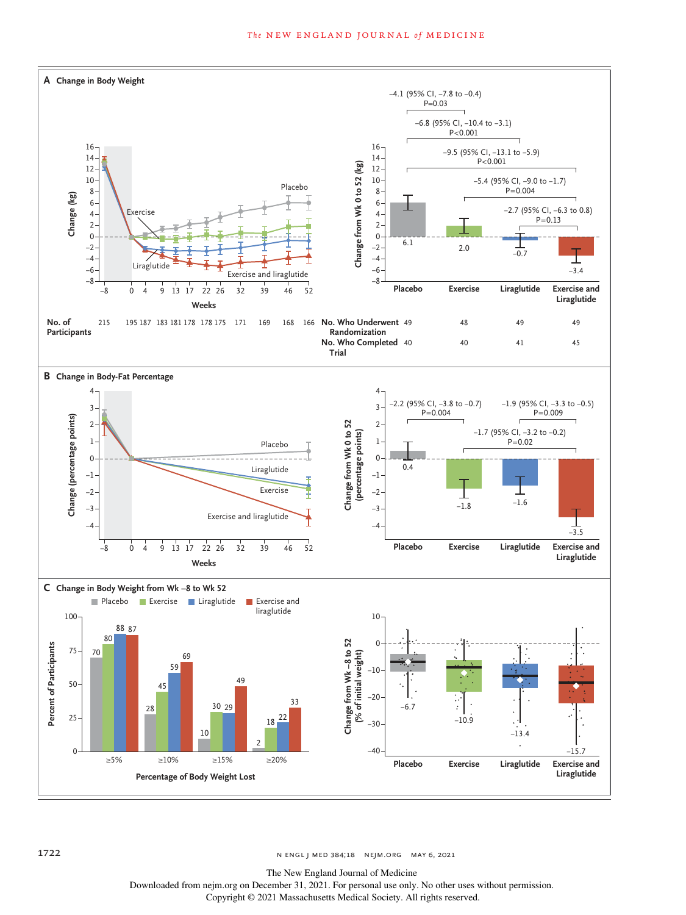**A Change in Body Weight**

Change (kg), by weeks (−8 to 52): Placebo, Exercise, Liraglutide, Exercise and liraglutide

| No. of Participants | | | | | | | | | | | | |
|---|---|---|---|---|---|---|---|---|---|---|---|---|
| 215 | 195 | 187 | 183 | 181 | 178 | 178 | 175 | 171 | 169 | 168 | 166 |

Change from Wk 0 to 52 (kg)

| | Placebo | Exercise | Liraglutide | Exercise and Liraglutide |
|---|---|---|---|---|
| Change from Wk 0 to 52 (kg) | 6.1 | 2.0 | −0.7 | −3.4 |
| No. Who Underwent Randomization | 49 | 48 | 49 | 49 |
| No. Who Completed Trial | 40 | 40 | 41 | 45 |

- Exercise vs. placebo: −4.1 (95% CI, −7.8 to −0.4), P=0.03
- Liraglutide vs. placebo: −6.8 (95% CI, −10.4 to −3.1), P<0.001
- Exercise and liraglutide vs. placebo: −9.5 (95% CI, −13.1 to −5.9), P<0.001
- Exercise and liraglutide vs. exercise: −5.4 (95% CI, −9.0 to −1.7), P=0.004
- Exercise and liraglutide vs. liraglutide: −2.7 (95% CI, −6.3 to 0.8), P=0.13

**B Change in Body-Fat Percentage**

Change (percentage points), by weeks (−8 to 52): Placebo, Liraglutide, Exercise, Exercise and liraglutide

| | Placebo | Exercise | Liraglutide | Exercise and Liraglutide |
|---|---|---|---|---|
| Change from Wk 0 to 52 (percentage points) | 0.4 | −1.8 | −1.6 | −3.5 |

- Exercise vs. placebo: −2.2 (95% CI, −3.8 to −0.7), P=0.004
- Exercise and liraglutide vs. liraglutide: −1.9 (95% CI, −3.3 to −0.5), P=0.009
- Exercise and liraglutide vs. exercise: −1.7 (95% CI, −3.2 to −0.2), P=0.02

**C Change in Body Weight from Wk −8 to Wk 52**

Percent of Participants, by Percentage of Body Weight Lost

| Percentage of Body Weight Lost | Placebo | Exercise | Liraglutide | Exercise and liraglutide |
|---|---|---|---|---|
| ≥5% | 70 | 80 | 88 | 87 |
| ≥10% | 28 | 45 | 59 | 69 |
| ≥15% | 10 | 30 | 29 | 49 |
| ≥20% | 2 | 18 | 22 | 33 |

| | Placebo | Exercise | Liraglutide | Exercise and Liraglutide |
|---|---|---|---|---|
| Change from Wk −8 to 52 (% of initial weight) | −6.7 | −10.9 | −13.4 | −15.7 |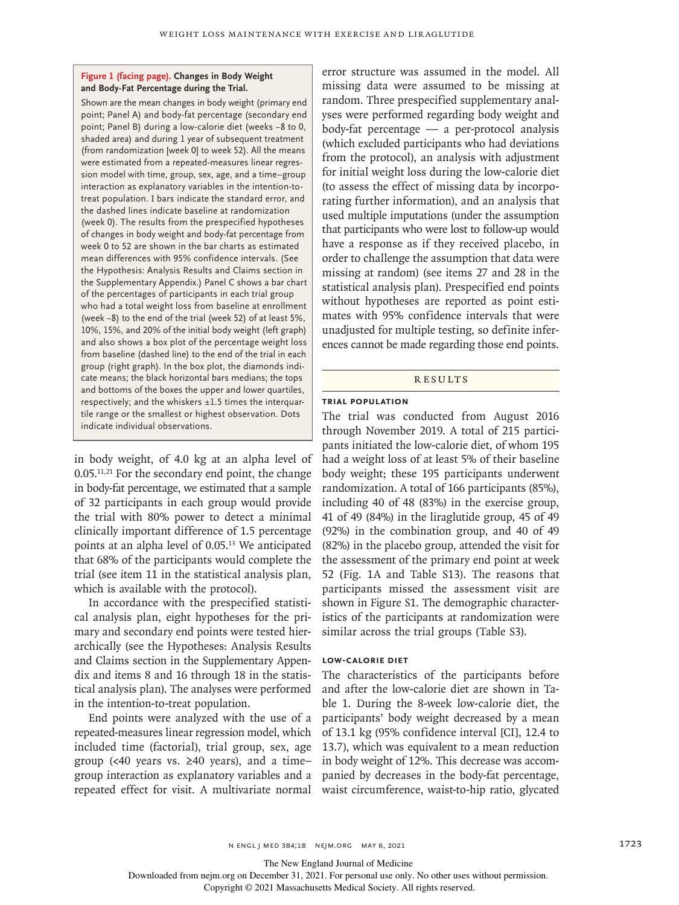**Figure 1 (facing page). Changes in Body Weight and Body-Fat Percentage during the Trial.**

Shown are the mean changes in body weight (primary end point; Panel A) and body-fat percentage (secondary end point; Panel B) during a low-calorie diet (weeks −8 to 0, shaded area) and during 1 year of subsequent treatment (from randomization [week 0] to week 52). All the means were estimated from a repeated-measures linear regression model with time, group, sex, age, and a time–group interaction as explanatory variables in the intention-to-treat population. I bars indicate the standard error, and the dashed lines indicate baseline at randomization (week 0). The results from the prespecified hypotheses of changes in body weight and body-fat percentage from week 0 to 52 are shown in the bar charts as estimated mean differences with 95% confidence intervals. (See the Hypothesis: Analysis Results and Claims section in the Supplementary Appendix.) Panel C shows a bar chart of the percentages of participants in each trial group who had a total weight loss from baseline at enrollment (week −8) to the end of the trial (week 52) of at least 5%, 10%, 15%, and 20% of the initial body weight (left graph) and also shows a box plot of the percentage weight loss from baseline (dashed line) to the end of the trial in each group (right graph). In the box plot, the diamonds indicate means; the black horizontal bars medians; the tops and bottoms of the boxes the upper and lower quartiles, respectively; and the whiskers ±1.5 times the interquartile range or the smallest or highest observation. Dots indicate individual observations.

in body weight, of 4.0 kg at an alpha level of 0.05.[11,21] For the secondary end point, the change in body-fat percentage, we estimated that a sample of 32 participants in each group would provide the trial with 80% power to detect a minimal clinically important difference of 1.5 percentage points at an alpha level of 0.05.[13] We anticipated that 68% of the participants would complete the trial (see item 11 in the statistical analysis plan, which is available with the protocol).

In accordance with the prespecified statistical analysis plan, eight hypotheses for the primary and secondary end points were tested hierarchically (see the Hypotheses: Analysis Results and Claims section in the Supplementary Appendix and items 8 and 16 through 18 in the statistical analysis plan). The analyses were performed in the intention-to-treat population.

End points were analyzed with the use of a repeated-measures linear regression model, which included time (factorial), trial group, sex, age group (<40 years vs. ≥40 years), and a time–group interaction as explanatory variables and a repeated effect for visit. A multivariate normal error structure was assumed in the model. All missing data were assumed to be missing at random. Three prespecified supplementary analyses were performed regarding body weight and body-fat percentage — a per-protocol analysis (which excluded participants who had deviations from the protocol), an analysis with adjustment for initial weight loss during the low-calorie diet (to assess the effect of missing data by incorporating further information), and an analysis that used multiple imputations (under the assumption that participants who were lost to follow-up would have a response as if they received placebo, in order to challenge the assumption that data were missing at random) (see items 27 and 28 in the statistical analysis plan). Prespecified end points without hypotheses are reported as point estimates with 95% confidence intervals that were unadjusted for multiple testing, so definite inferences cannot be made regarding those end points.

## RESULTS

### TRIAL POPULATION

The trial was conducted from August 2016 through November 2019. A total of 215 participants initiated the low-calorie diet, of whom 195 had a weight loss of at least 5% of their baseline body weight; these 195 participants underwent randomization. A total of 166 participants (85%), including 40 of 48 (83%) in the exercise group, 41 of 49 (84%) in the liraglutide group, 45 of 49 (92%) in the combination group, and 40 of 49 (82%) in the placebo group, attended the visit for the assessment of the primary end point at week 52 (Fig. 1A and Table S13). The reasons that participants missed the assessment visit are shown in Figure S1. The demographic characteristics of the participants at randomization were similar across the trial groups (Table S3).

### LOW-CALORIE DIET

The characteristics of the participants before and after the low-calorie diet are shown in Table 1. During the 8-week low-calorie diet, the participants' body weight decreased by a mean of 13.1 kg (95% confidence interval [CI], 12.4 to 13.7), which was equivalent to a mean reduction in body weight of 12%. This decrease was accompanied by decreases in the body-fat percentage, waist circumference, waist-to-hip ratio, glycated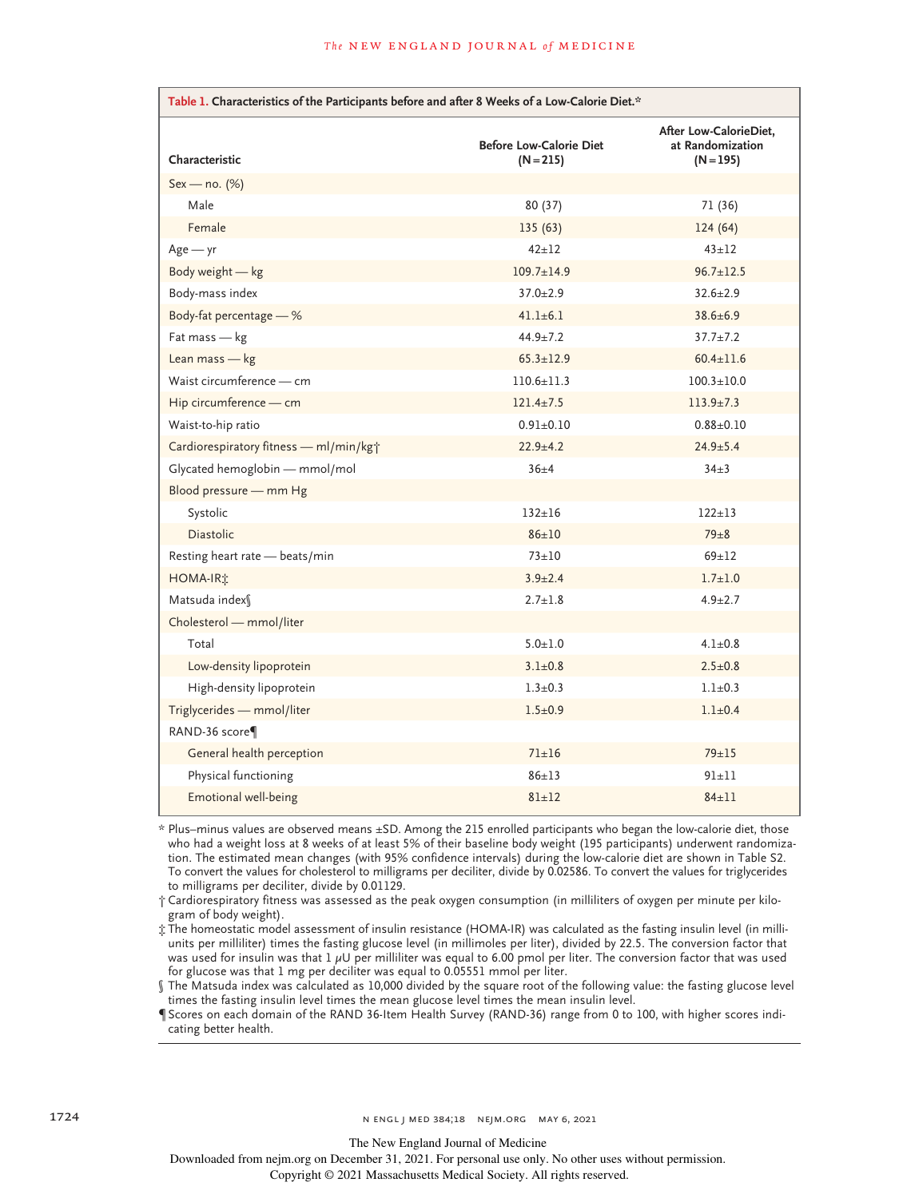**Table 1. Characteristics of the Participants before and after 8 Weeks of a Low-Calorie Diet.***

| Characteristic | Before Low-Calorie Diet (N=215) | After Low-CalorieDiet, at Randomization (N=195) |
|---|---|---|
| Sex — no. (%) | | |
| Male | 80 (37) | 71 (36) |
| Female | 135 (63) | 124 (64) |
| Age — yr | 42±12 | 43±12 |
| Body weight — kg | 109.7±14.9 | 96.7±12.5 |
| Body-mass index | 37.0±2.9 | 32.6±2.9 |
| Body-fat percentage — % | 41.1±6.1 | 38.6±6.9 |
| Fat mass — kg | 44.9±7.2 | 37.7±7.2 |
| Lean mass — kg | 65.3±12.9 | 60.4±11.6 |
| Waist circumference — cm | 110.6±11.3 | 100.3±10.0 |
| Hip circumference — cm | 121.4±7.5 | 113.9±7.3 |
| Waist-to-hip ratio | 0.91±0.10 | 0.88±0.10 |
| Cardiorespiratory fitness — ml/min/kg† | 22.9±4.2 | 24.9±5.4 |
| Glycated hemoglobin — mmol/mol | 36±4 | 34±3 |
| Blood pressure — mm Hg | | |
| Systolic | 132±16 | 122±13 |
| Diastolic | 86±10 | 79±8 |
| Resting heart rate — beats/min | 73±10 | 69±12 |
| HOMA-IR‡ | 3.9±2.4 | 1.7±1.0 |
| Matsuda index§ | 2.7±1.8 | 4.9±2.7 |
| Cholesterol — mmol/liter | | |
| Total | 5.0±1.0 | 4.1±0.8 |
| Low-density lipoprotein | 3.1±0.8 | 2.5±0.8 |
| High-density lipoprotein | 1.3±0.3 | 1.1±0.3 |
| Triglycerides — mmol/liter | 1.5±0.9 | 1.1±0.4 |
| RAND-36 score¶ | | |
| General health perception | 71±16 | 79±15 |
| Physical functioning | 86±13 | 91±11 |
| Emotional well-being | 81±12 | 84±11 |

\* Plus–minus values are observed means ±SD. Among the 215 enrolled participants who began the low-calorie diet, those who had a weight loss at 8 weeks of at least 5% of their baseline body weight (195 participants) underwent randomization. The estimated mean changes (with 95% confidence intervals) during the low-calorie diet are shown in Table S2. To convert the values for cholesterol to milligrams per deciliter, divide by 0.02586. To convert the values for triglycerides to milligrams per deciliter, divide by 0.01129.

† Cardiorespiratory fitness was assessed as the peak oxygen consumption (in milliliters of oxygen per minute per kilogram of body weight).

‡ The homeostatic model assessment of insulin resistance (HOMA-IR) was calculated as the fasting insulin level (in milliunits per milliliter) times the fasting glucose level (in millimoles per liter), divided by 22.5. The conversion factor that was used for insulin was that 1 $\mu$U per milliliter was equal to 6.00 pmol per liter. The conversion factor that was used for glucose was that 1 mg per deciliter was equal to 0.05551 mmol per liter.

§ The Matsuda index was calculated as 10,000 divided by the square root of the following value: the fasting glucose level times the fasting insulin level times the mean glucose level times the mean insulin level.

¶ Scores on each domain of the RAND 36-Item Health Survey (RAND-36) range from 0 to 100, with higher scores indicating better health.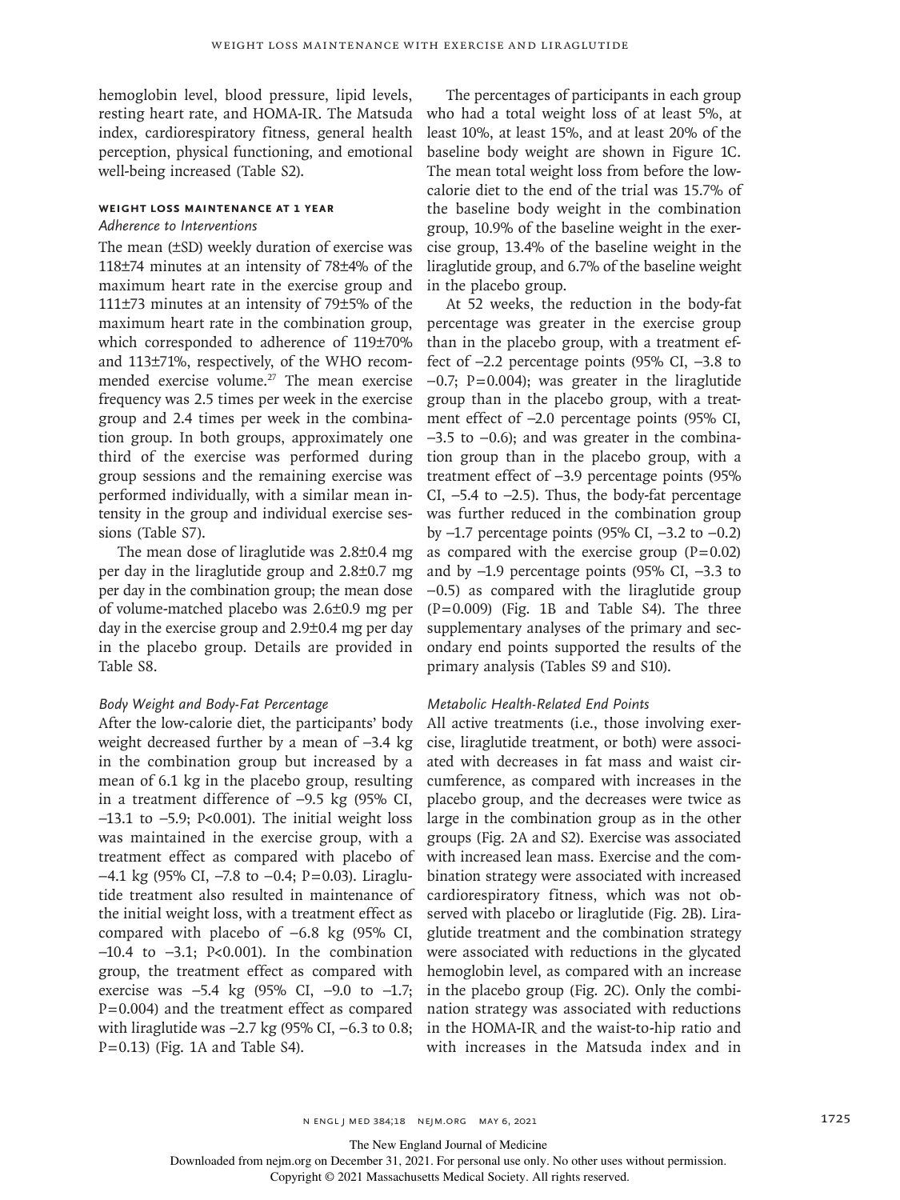hemoglobin level, blood pressure, lipid levels, resting heart rate, and HOMA-IR. The Matsuda index, cardiorespiratory fitness, general health perception, physical functioning, and emotional well-being increased (Table S2).

## Weight Loss Maintenance at 1 Year

### *Adherence to Interventions*

The mean (±SD) weekly duration of exercise was 118±74 minutes at an intensity of 78±4% of the maximum heart rate in the exercise group and 111±73 minutes at an intensity of 79±5% of the maximum heart rate in the combination group, which corresponded to adherence of 119±70% and 113±71%, respectively, of the WHO recommended exercise volume.[27] The mean exercise frequency was 2.5 times per week in the exercise group and 2.4 times per week in the combination group. In both groups, approximately one third of the exercise was performed during group sessions and the remaining exercise was performed individually, with a similar mean intensity in the group and individual exercise sessions (Table S7).

The mean dose of liraglutide was 2.8±0.4 mg per day in the liraglutide group and 2.8±0.7 mg per day in the combination group; the mean dose of volume-matched placebo was 2.6±0.9 mg per day in the exercise group and 2.9±0.4 mg per day in the placebo group. Details are provided in Table S8.

### *Body Weight and Body-Fat Percentage*

After the low-calorie diet, the participants' body weight decreased further by a mean of −3.4 kg in the combination group but increased by a mean of 6.1 kg in the placebo group, resulting in a treatment difference of −9.5 kg (95% CI, −13.1 to −5.9; P<0.001). The initial weight loss was maintained in the exercise group, with a treatment effect as compared with placebo of −4.1 kg (95% CI, −7.8 to −0.4; P=0.03). Liraglutide treatment also resulted in maintenance of the initial weight loss, with a treatment effect as compared with placebo of −6.8 kg (95% CI, −10.4 to −3.1; P<0.001). In the combination group, the treatment effect as compared with exercise was −5.4 kg (95% CI, −9.0 to −1.7; P=0.004) and the treatment effect as compared with liraglutide was −2.7 kg (95% CI, −6.3 to 0.8; P=0.13) (Fig. 1A and Table S4).

The percentages of participants in each group who had a total weight loss of at least 5%, at least 10%, at least 15%, and at least 20% of the baseline body weight are shown in Figure 1C. The mean total weight loss from before the low-calorie diet to the end of the trial was 15.7% of the baseline body weight in the combination group, 10.9% of the baseline weight in the exercise group, 13.4% of the baseline weight in the liraglutide group, and 6.7% of the baseline weight in the placebo group.

At 52 weeks, the reduction in the body-fat percentage was greater in the exercise group than in the placebo group, with a treatment effect of −2.2 percentage points (95% CI, −3.8 to −0.7; P=0.004); was greater in the liraglutide group than in the placebo group, with a treatment effect of −2.0 percentage points (95% CI, −3.5 to −0.6); and was greater in the combination group than in the placebo group, with a treatment effect of −3.9 percentage points (95% CI, −5.4 to −2.5). Thus, the body-fat percentage was further reduced in the combination group by −1.7 percentage points (95% CI, −3.2 to −0.2) as compared with the exercise group (P=0.02) and by −1.9 percentage points (95% CI, −3.3 to −0.5) as compared with the liraglutide group (P=0.009) (Fig. 1B and Table S4). The three supplementary analyses of the primary and secondary end points supported the results of the primary analysis (Tables S9 and S10).

### *Metabolic Health-Related End Points*

All active treatments (i.e., those involving exercise, liraglutide treatment, or both) were associated with decreases in fat mass and waist circumference, as compared with increases in the placebo group, and the decreases were twice as large in the combination group as in the other groups (Fig. 2A and S2). Exercise was associated with increased lean mass. Exercise and the combination strategy were associated with increased cardiorespiratory fitness, which was not observed with placebo or liraglutide (Fig. 2B). Liraglutide treatment and the combination strategy were associated with reductions in the glycated hemoglobin level, as compared with an increase in the placebo group (Fig. 2C). Only the combination strategy was associated with reductions in the HOMA-IR and the waist-to-hip ratio and with increases in the Matsuda index and in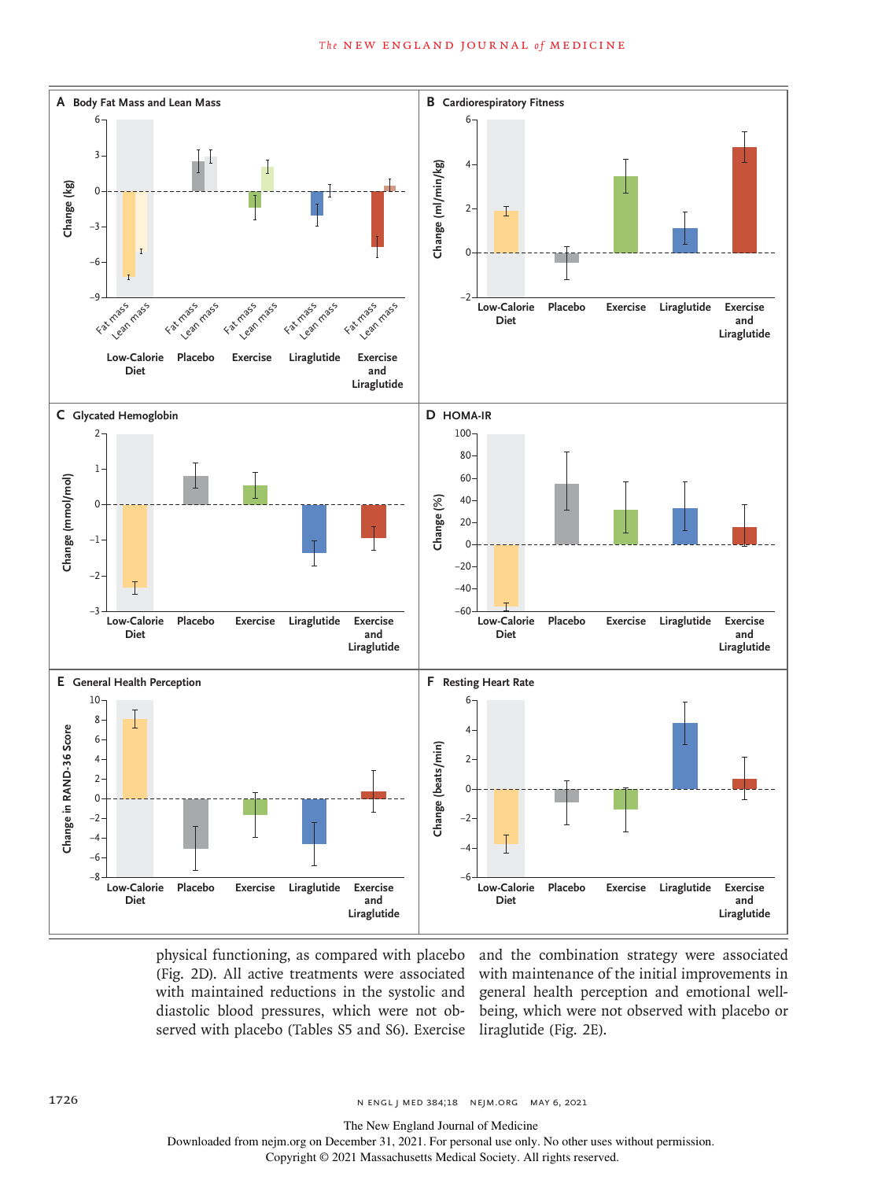physical functioning, as compared with placebo (Fig. 2D). All active treatments were associated with maintained reductions in the systolic and diastolic blood pressures, which were not observed with placebo (Tables S5 and S6). Exercise and the combination strategy were associated with maintenance of the initial improvements in general health perception and emotional well-being, which were not observed with placebo or liraglutide (Fig. 2E).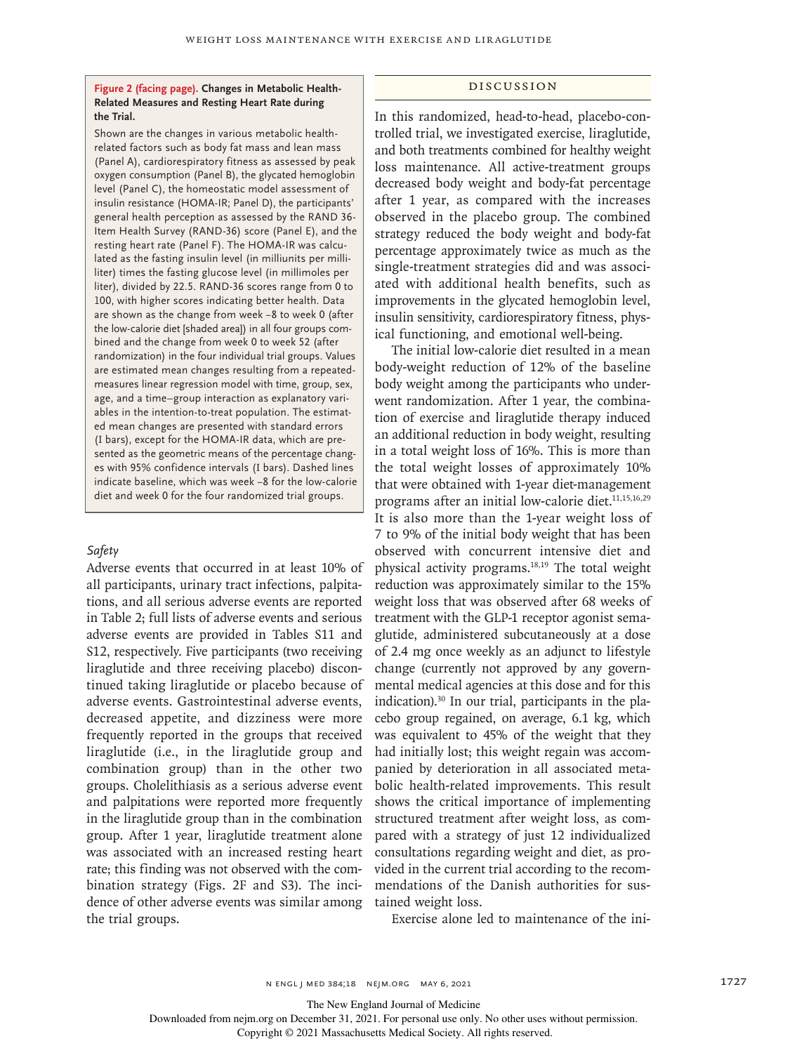**Figure 2 (facing page). Changes in Metabolic Health-Related Measures and Resting Heart Rate during the Trial.**

Shown are the changes in various metabolic health-related factors such as body fat mass and lean mass (Panel A), cardiorespiratory fitness as assessed by peak oxygen consumption (Panel B), the glycated hemoglobin level (Panel C), the homeostatic model assessment of insulin resistance (HOMA-IR; Panel D), the participants' general health perception as assessed by the RAND 36-Item Health Survey (RAND-36) score (Panel E), and the resting heart rate (Panel F). The HOMA-IR was calculated as the fasting insulin level (in milliunits per milliliter) times the fasting glucose level (in millimoles per liter), divided by 22.5. RAND-36 scores range from 0 to 100, with higher scores indicating better health. Data are shown as the change from week −8 to week 0 (after the low-calorie diet [shaded area]) in all four groups combined and the change from week 0 to week 52 (after randomization) in the four individual trial groups. Values are estimated mean changes resulting from a repeated-measures linear regression model with time, group, sex, age, and a time–group interaction as explanatory variables in the intention-to-treat population. The estimated mean changes are presented with standard errors (I bars), except for the HOMA-IR data, which are presented as the geometric means of the percentage changes with 95% confidence intervals (I bars). Dashed lines indicate baseline, which was week −8 for the low-calorie diet and week 0 for the four randomized trial groups.

### *Safety*

Adverse events that occurred in at least 10% of all participants, urinary tract infections, palpitations, and all serious adverse events are reported in Table 2; full lists of adverse events and serious adverse events are provided in Tables S11 and S12, respectively. Five participants (two receiving liraglutide and three receiving placebo) discontinued taking liraglutide or placebo because of adverse events. Gastrointestinal adverse events, decreased appetite, and dizziness were more frequently reported in the groups that received liraglutide (i.e., in the liraglutide group and combination group) than in the other two groups. Cholelithiasis as a serious adverse event and palpitations were reported more frequently in the liraglutide group than in the combination group. After 1 year, liraglutide treatment alone was associated with an increased resting heart rate; this finding was not observed with the combination strategy (Figs. 2F and S3). The incidence of other adverse events was similar among the trial groups.

## DISCUSSION

In this randomized, head-to-head, placebo-controlled trial, we investigated exercise, liraglutide, and both treatments combined for healthy weight loss maintenance. All active-treatment groups decreased body weight and body-fat percentage after 1 year, as compared with the increases observed in the placebo group. The combined strategy reduced the body weight and body-fat percentage approximately twice as much as the single-treatment strategies did and was associated with additional health benefits, such as improvements in the glycated hemoglobin level, insulin sensitivity, cardiorespiratory fitness, physical functioning, and emotional well-being.

The initial low-calorie diet resulted in a mean body-weight reduction of 12% of the baseline body weight among the participants who underwent randomization. After 1 year, the combination of exercise and liraglutide therapy induced an additional reduction in body weight, resulting in a total weight loss of 16%. This is more than the total weight losses of approximately 10% that were obtained with 1-year diet-management programs after an initial low-calorie diet.[11,15,16,29] It is also more than the 1-year weight loss of 7 to 9% of the initial body weight that has been observed with concurrent intensive diet and physical activity programs.[18,19] The total weight reduction was approximately similar to the 15% weight loss that was observed after 68 weeks of treatment with the GLP-1 receptor agonist semaglutide, administered subcutaneously at a dose of 2.4 mg once weekly as an adjunct to lifestyle change (currently not approved by any governmental medical agencies at this dose and for this indication).[30] In our trial, participants in the placebo group regained, on average, 6.1 kg, which was equivalent to 45% of the weight that they had initially lost; this weight regain was accompanied by deterioration in all associated metabolic health-related improvements. This result shows the critical importance of implementing structured treatment after weight loss, as compared with a strategy of just 12 individualized consultations regarding weight and diet, as provided in the current trial according to the recommendations of the Danish authorities for sustained weight loss.

Exercise alone led to maintenance of the ini-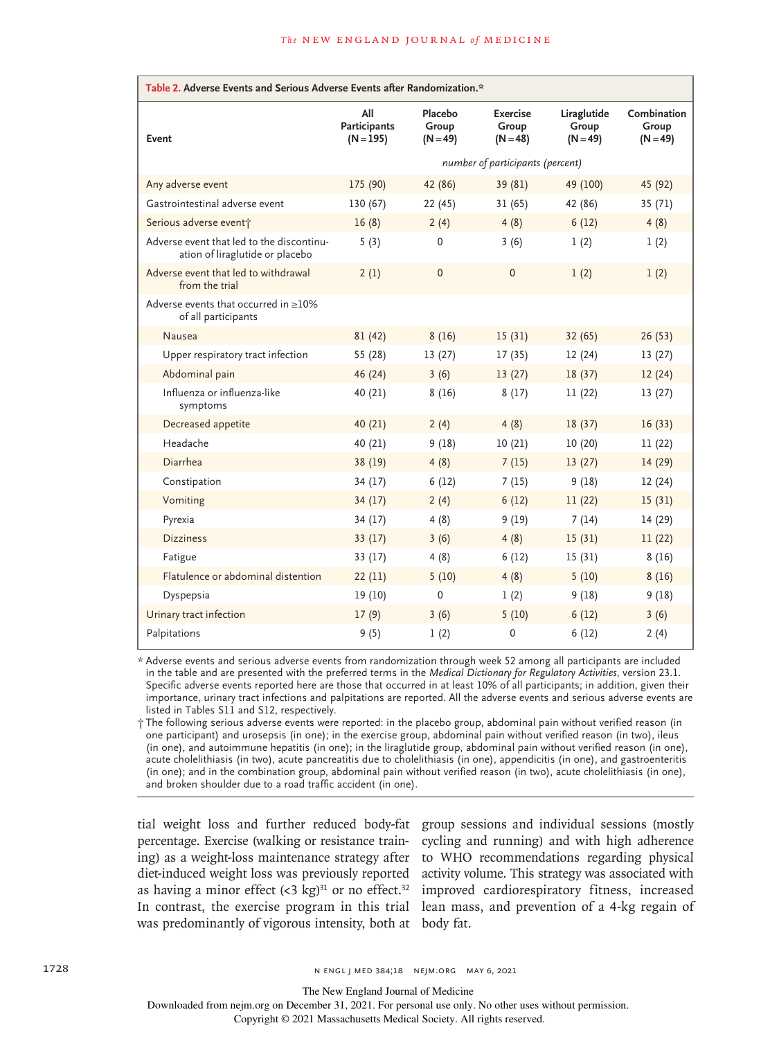**Table 2. Adverse Events and Serious Adverse Events after Randomization.***

| Event | All Participants (N=195) | Placebo Group (N=49) | Exercise Group (N=48) | Liraglutide Group (N=49) | Combination Group (N=49) |
|---|---|---|---|---|---|
| | *number of participants (percent)* | | | | |
| Any adverse event | 175 (90) | 42 (86) | 39 (81) | 49 (100) | 45 (92) |
| Gastrointestinal adverse event | 130 (67) | 22 (45) | 31 (65) | 42 (86) | 35 (71) |
| Serious adverse event† | 16 (8) | 2 (4) | 4 (8) | 6 (12) | 4 (8) |
| Adverse event that led to the discontinuation of liraglutide or placebo | 5 (3) | 0 | 3 (6) | 1 (2) | 1 (2) |
| Adverse event that led to withdrawal from the trial | 2 (1) | 0 | 0 | 1 (2) | 1 (2) |
| Adverse events that occurred in ≥10% of all participants | | | | | |
| Nausea | 81 (42) | 8 (16) | 15 (31) | 32 (65) | 26 (53) |
| Upper respiratory tract infection | 55 (28) | 13 (27) | 17 (35) | 12 (24) | 13 (27) |
| Abdominal pain | 46 (24) | 3 (6) | 13 (27) | 18 (37) | 12 (24) |
| Influenza or influenza-like symptoms | 40 (21) | 8 (16) | 8 (17) | 11 (22) | 13 (27) |
| Decreased appetite | 40 (21) | 2 (4) | 4 (8) | 18 (37) | 16 (33) |
| Headache | 40 (21) | 9 (18) | 10 (21) | 10 (20) | 11 (22) |
| Diarrhea | 38 (19) | 4 (8) | 7 (15) | 13 (27) | 14 (29) |
| Constipation | 34 (17) | 6 (12) | 7 (15) | 9 (18) | 12 (24) |
| Vomiting | 34 (17) | 2 (4) | 6 (12) | 11 (22) | 15 (31) |
| Pyrexia | 34 (17) | 4 (8) | 9 (19) | 7 (14) | 14 (29) |
| Dizziness | 33 (17) | 3 (6) | 4 (8) | 15 (31) | 11 (22) |
| Fatigue | 33 (17) | 4 (8) | 6 (12) | 15 (31) | 8 (16) |
| Flatulence or abdominal distention | 22 (11) | 5 (10) | 4 (8) | 5 (10) | 8 (16) |
| Dyspepsia | 19 (10) | 0 | 1 (2) | 9 (18) | 9 (18) |
| Urinary tract infection | 17 (9) | 3 (6) | 5 (10) | 6 (12) | 3 (6) |
| Palpitations | 9 (5) | 1 (2) | 0 | 6 (12) | 2 (4) |

\* Adverse events and serious adverse events from randomization through week 52 among all participants are included in the table and are presented with the preferred terms in the *Medical Dictionary for Regulatory Activities*, version 23.1. Specific adverse events reported here are those that occurred in at least 10% of all participants; in addition, given their importance, urinary tract infections and palpitations are reported. All the adverse events and serious adverse events are listed in Tables S11 and S12, respectively.

† The following serious adverse events were reported: in the placebo group, abdominal pain without verified reason (in one participant) and urosepsis (in one); in the exercise group, abdominal pain without verified reason (in two), ileus (in one), and autoimmune hepatitis (in one); in the liraglutide group, abdominal pain without verified reason (in one), acute cholelithiasis (in two), acute pancreatitis due to cholelithiasis (in one), appendicitis (in one), and gastroenteritis (in one); and in the combination group, abdominal pain without verified reason (in two), acute cholelithiasis (in one), and broken shoulder due to a road traffic accident (in one).

tial weight loss and further reduced body-fat percentage. Exercise (walking or resistance training) as a weight-loss maintenance strategy after diet-induced weight loss was previously reported as having a minor effect (<3 kg)[31] or no effect.[32] In contrast, the exercise program in this trial was predominantly of vigorous intensity, both at group sessions and individual sessions (mostly cycling and running) and with high adherence to WHO recommendations regarding physical activity volume. This strategy was associated with improved cardiorespiratory fitness, increased lean mass, and prevention of a 4-kg regain of body fat.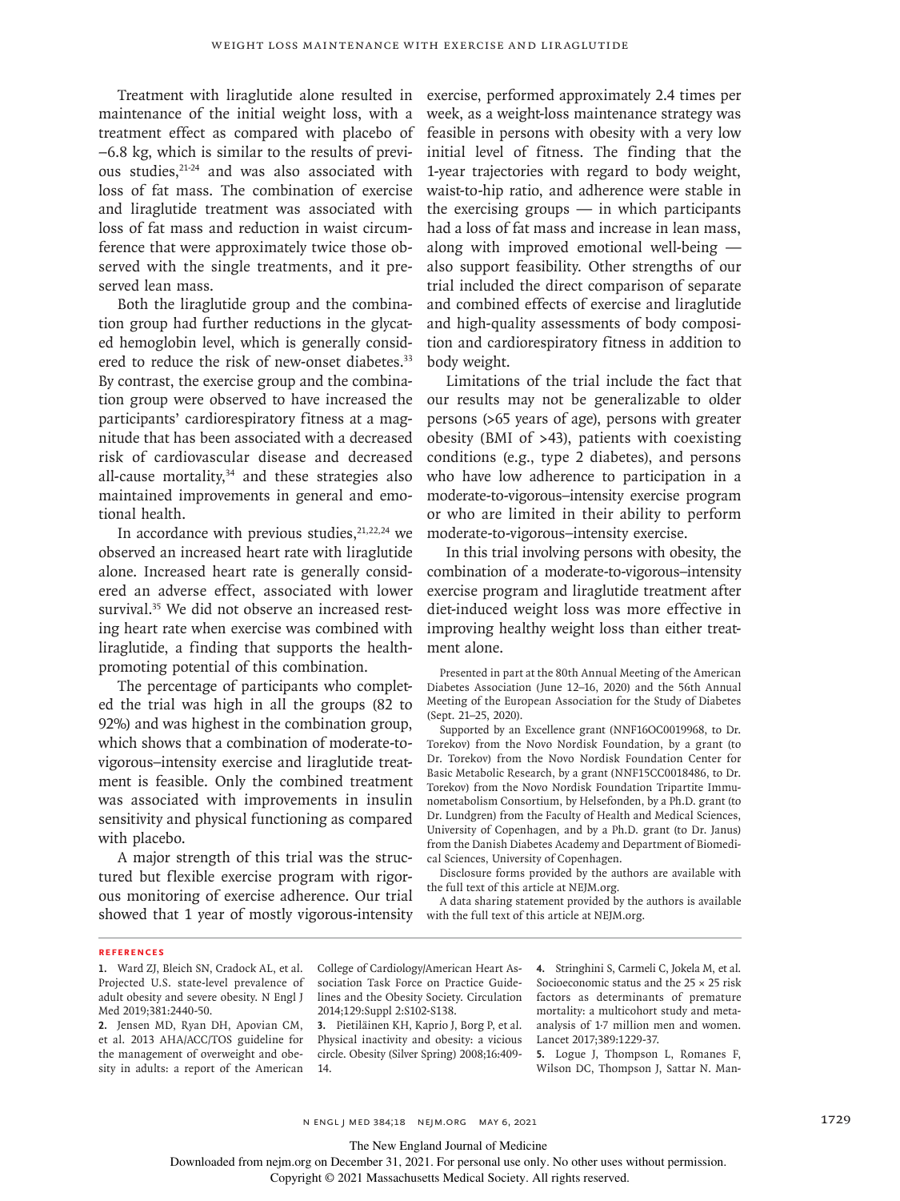Treatment with liraglutide alone resulted in maintenance of the initial weight loss, with a treatment effect as compared with placebo of −6.8 kg, which is similar to the results of previous studies,[21-24] and was also associated with loss of fat mass. The combination of exercise and liraglutide treatment was associated with loss of fat mass and reduction in waist circumference that were approximately twice those observed with the single treatments, and it preserved lean mass.

Both the liraglutide group and the combination group had further reductions in the glycated hemoglobin level, which is generally considered to reduce the risk of new-onset diabetes.[33] By contrast, the exercise group and the combination group were observed to have increased the participants' cardiorespiratory fitness at a magnitude that has been associated with a decreased risk of cardiovascular disease and decreased all-cause mortality,[34] and these strategies also maintained improvements in general and emotional health.

In accordance with previous studies,[21,22,24] we observed an increased heart rate with liraglutide alone. Increased heart rate is generally considered an adverse effect, associated with lower survival.[35] We did not observe an increased resting heart rate when exercise was combined with liraglutide, a finding that supports the health-promoting potential of this combination.

The percentage of participants who completed the trial was high in all the groups (82 to 92%) and was highest in the combination group, which shows that a combination of moderate-to-vigorous–intensity exercise and liraglutide treatment is feasible. Only the combined treatment was associated with improvements in insulin sensitivity and physical functioning as compared with placebo.

A major strength of this trial was the structured but flexible exercise program with rigorous monitoring of exercise adherence. Our trial showed that 1 year of mostly vigorous-intensity exercise, performed approximately 2.4 times per week, as a weight-loss maintenance strategy was feasible in persons with obesity with a very low initial level of fitness. The finding that the 1-year trajectories with regard to body weight, waist-to-hip ratio, and adherence were stable in the exercising groups — in which participants had a loss of fat mass and increase in lean mass, along with improved emotional well-being — also support feasibility. Other strengths of our trial included the direct comparison of separate and combined effects of exercise and liraglutide and high-quality assessments of body composition and cardiorespiratory fitness in addition to body weight.

Limitations of the trial include the fact that our results may not be generalizable to older persons (>65 years of age), persons with greater obesity (BMI of >43), patients with coexisting conditions (e.g., type 2 diabetes), and persons who have low adherence to participation in a moderate-to-vigorous–intensity exercise program or who are limited in their ability to perform moderate-to-vigorous–intensity exercise.

In this trial involving persons with obesity, the combination of a moderate-to-vigorous–intensity exercise program and liraglutide treatment after diet-induced weight loss was more effective in improving healthy weight loss than either treatment alone.

Presented in part at the 80th Annual Meeting of the American Diabetes Association (June 12–16, 2020) and the 56th Annual Meeting of the European Association for the Study of Diabetes (Sept. 21–25, 2020).

Supported by an Excellence grant (NNF16OC0019968, to Dr. Torekov) from the Novo Nordisk Foundation, by a grant (to Dr. Torekov) from the Novo Nordisk Foundation Center for Basic Metabolic Research, by a grant (NNF15CC0018486, to Dr. Torekov) from the Novo Nordisk Foundation Tripartite Immunometabolism Consortium, by Helsefonden, by a Ph.D. grant (to Dr. Lundgren) from the Faculty of Health and Medical Sciences, University of Copenhagen, and by a Ph.D. grant (to Dr. Janus) from the Danish Diabetes Academy and Department of Biomedical Sciences, University of Copenhagen.

Disclosure forms provided by the authors are available with the full text of this article at NEJM.org.

A data sharing statement provided by the authors is available with the full text of this article at NEJM.org.

## References

1. Ward ZJ, Bleich SN, Cradock AL, et al. Projected U.S. state-level prevalence of adult obesity and severe obesity. N Engl J Med 2019;381:2440-50.
2. Jensen MD, Ryan DH, Apovian CM, et al. 2013 AHA/ACC/TOS guideline for the management of overweight and obesity in adults: a report of the American College of Cardiology/American Heart Association Task Force on Practice Guidelines and the Obesity Society. Circulation 2014;129:Suppl 2:S102-S138.
3. Pietiläinen KH, Kaprio J, Borg P, et al. Physical inactivity and obesity: a vicious circle. Obesity (Silver Spring) 2008;16:409-14.
4. Stringhini S, Carmeli C, Jokela M, et al. Socioeconomic status and the 25 × 25 risk factors as determinants of premature mortality: a multicohort study and meta-analysis of 1·7 million men and women. Lancet 2017;389:1229-37.
5. Logue J, Thompson L, Romanes F, Wilson DC, Thompson J, Sattar N. Man-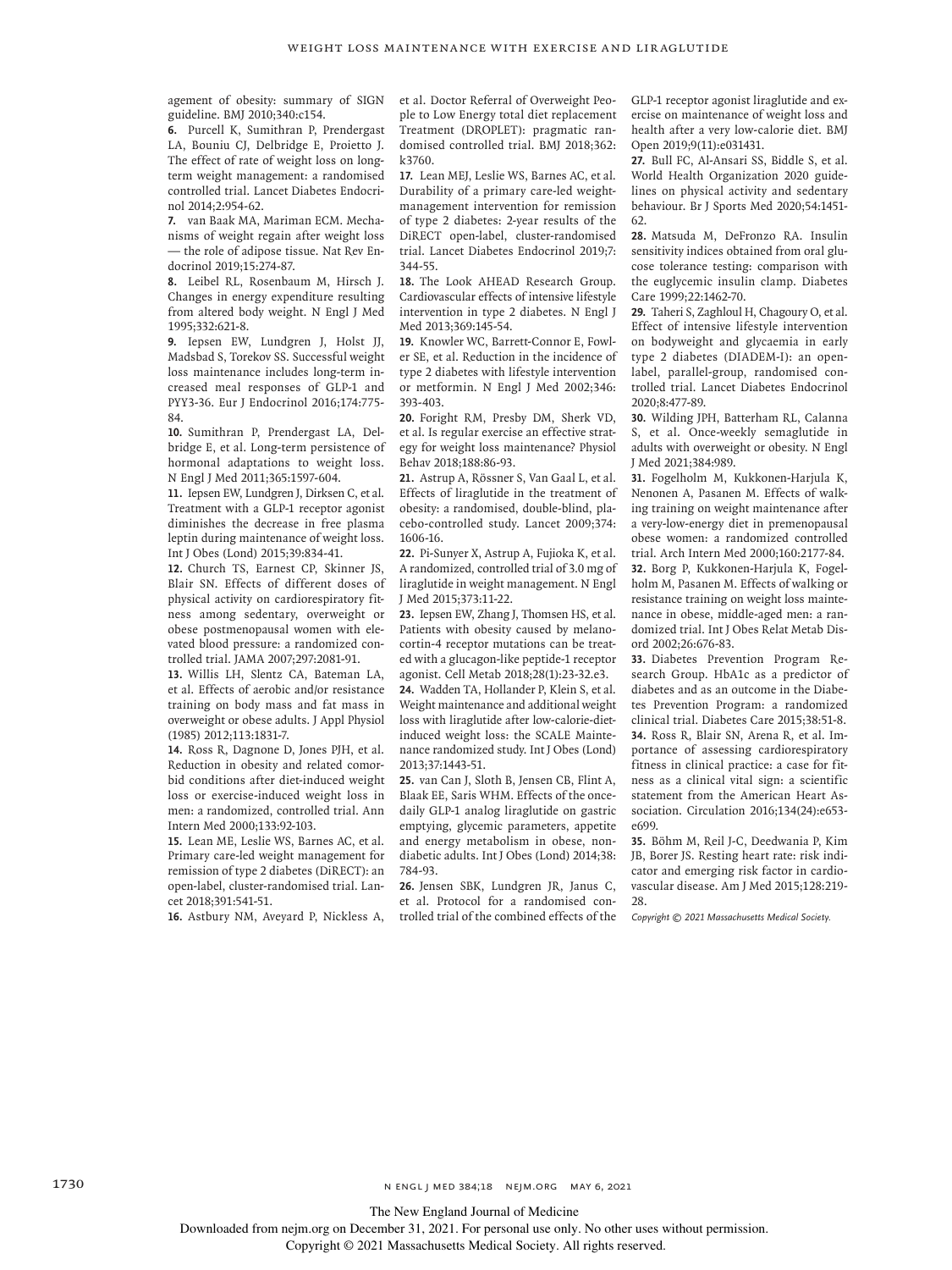agement of obesity: summary of SIGN guideline. BMJ 2010;340:c154.

6. Purcell K, Sumithran P, Prendergast LA, Bouniu CJ, Delbridge E, Proietto J. The effect of rate of weight loss on long-term weight management: a randomised controlled trial. Lancet Diabetes Endocrinol 2014;2:954-62.

7. van Baak MA, Mariman ECM. Mechanisms of weight regain after weight loss — the role of adipose tissue. Nat Rev Endocrinol 2019;15:274-87.

8. Leibel RL, Rosenbaum M, Hirsch J. Changes in energy expenditure resulting from altered body weight. N Engl J Med 1995;332:621-8.

9. Iepsen EW, Lundgren J, Holst JJ, Madsbad S, Torekov SS. Successful weight loss maintenance includes long-term increased meal responses of GLP-1 and PYY3-36. Eur J Endocrinol 2016;174:775-84.

10. Sumithran P, Prendergast LA, Delbridge E, et al. Long-term persistence of hormonal adaptations to weight loss. N Engl J Med 2011;365:1597-604.

11. Iepsen EW, Lundgren J, Dirksen C, et al. Treatment with a GLP-1 receptor agonist diminishes the decrease in free plasma leptin during maintenance of weight loss. Int J Obes (Lond) 2015;39:834-41.

12. Church TS, Earnest CP, Skinner JS, Blair SN. Effects of different doses of physical activity on cardiorespiratory fitness among sedentary, overweight or obese postmenopausal women with elevated blood pressure: a randomized controlled trial. JAMA 2007;297:2081-91.

13. Willis LH, Slentz CA, Bateman LA, et al. Effects of aerobic and/or resistance training on body mass and fat mass in overweight or obese adults. J Appl Physiol (1985) 2012;113:1831-7.

14. Ross R, Dagnone D, Jones PJH, et al. Reduction in obesity and related comorbid conditions after diet-induced weight loss or exercise-induced weight loss in men: a randomized, controlled trial. Ann Intern Med 2000;133:92-103.

15. Lean ME, Leslie WS, Barnes AC, et al. Primary care-led weight management for remission of type 2 diabetes (DiRECT): an open-label, cluster-randomised trial. Lancet 2018;391:541-51.

16. Astbury NM, Aveyard P, Nickless A, et al. Doctor Referral of Overweight People to Low Energy total diet replacement Treatment (DROPLET): pragmatic randomised controlled trial. BMJ 2018;362:k3760.

17. Lean MEJ, Leslie WS, Barnes AC, et al. Durability of a primary care-led weight-management intervention for remission of type 2 diabetes: 2-year results of the DiRECT open-label, cluster-randomised trial. Lancet Diabetes Endocrinol 2019;7:344-55.

18. The Look AHEAD Research Group. Cardiovascular effects of intensive lifestyle intervention in type 2 diabetes. N Engl J Med 2013;369:145-54.

19. Knowler WC, Barrett-Connor E, Fowler SE, et al. Reduction in the incidence of type 2 diabetes with lifestyle intervention or metformin. N Engl J Med 2002;346:393-403.

20. Foright RM, Presby DM, Sherk VD, et al. Is regular exercise an effective strategy for weight loss maintenance? Physiol Behav 2018;188:86-93.

21. Astrup A, Rössner S, Van Gaal L, et al. Effects of liraglutide in the treatment of obesity: a randomised, double-blind, placebo-controlled study. Lancet 2009;374:1606-16.

22. Pi-Sunyer X, Astrup A, Fujioka K, et al. A randomized, controlled trial of 3.0 mg of liraglutide in weight management. N Engl J Med 2015;373:11-22.

23. Iepsen EW, Zhang J, Thomsen HS, et al. Patients with obesity caused by melanocortin-4 receptor mutations can be treated with a glucagon-like peptide-1 receptor agonist. Cell Metab 2018;28(1):23-32.e3.

24. Wadden TA, Hollander P, Klein S, et al. Weight maintenance and additional weight loss with liraglutide after low-calorie-diet-induced weight loss: the SCALE Maintenance randomized study. Int J Obes (Lond) 2013;37:1443-51.

25. van Can J, Sloth B, Jensen CB, Flint A, Blaak EE, Saris WHM. Effects of the once-daily GLP-1 analog liraglutide on gastric emptying, glycemic parameters, appetite and energy metabolism in obese, non-diabetic adults. Int J Obes (Lond) 2014;38:784-93.

26. Jensen SBK, Lundgren JR, Janus C, et al. Protocol for a randomised controlled trial of the combined effects of the GLP-1 receptor agonist liraglutide and exercise on maintenance of weight loss and health after a very low-calorie diet. BMJ Open 2019;9(11):e031431.

27. Bull FC, Al-Ansari SS, Biddle S, et al. World Health Organization 2020 guidelines on physical activity and sedentary behaviour. Br J Sports Med 2020;54:1451-62.

28. Matsuda M, DeFronzo RA. Insulin sensitivity indices obtained from oral glucose tolerance testing: comparison with the euglycemic insulin clamp. Diabetes Care 1999;22:1462-70.

29. Taheri S, Zaghloul H, Chagoury O, et al. Effect of intensive lifestyle intervention on bodyweight and glycaemia in early type 2 diabetes (DIADEM-I): an open-label, parallel-group, randomised controlled trial. Lancet Diabetes Endocrinol 2020;8:477-89.

30. Wilding JPH, Batterham RL, Calanna S, et al. Once-weekly semaglutide in adults with overweight or obesity. N Engl J Med 2021;384:989.

31. Fogelholm M, Kukkonen-Harjula K, Nenonen A, Pasanen M. Effects of walking training on weight maintenance after a very-low-energy diet in premenopausal obese women: a randomized controlled trial. Arch Intern Med 2000;160:2177-84.

32. Borg P, Kukkonen-Harjula K, Fogelholm M, Pasanen M. Effects of walking or resistance training on weight loss maintenance in obese, middle-aged men: a randomized trial. Int J Obes Relat Metab Disord 2002;26:676-83.

33. Diabetes Prevention Program Research Group. HbA1c as a predictor of diabetes and as an outcome in the Diabetes Prevention Program: a randomized clinical trial. Diabetes Care 2015;38:51-8.

34. Ross R, Blair SN, Arena R, et al. Importance of assessing cardiorespiratory fitness in clinical practice: a case for fitness as a clinical vital sign: a scientific statement from the American Heart Association. Circulation 2016;134(24):e653-e699.

35. Böhm M, Reil J-C, Deedwania P, Kim JB, Borer JS. Resting heart rate: risk indicator and emerging risk factor in cardiovascular disease. Am J Med 2015;128:219-28.

*Copyright © 2021 Massachusetts Medical Society.*